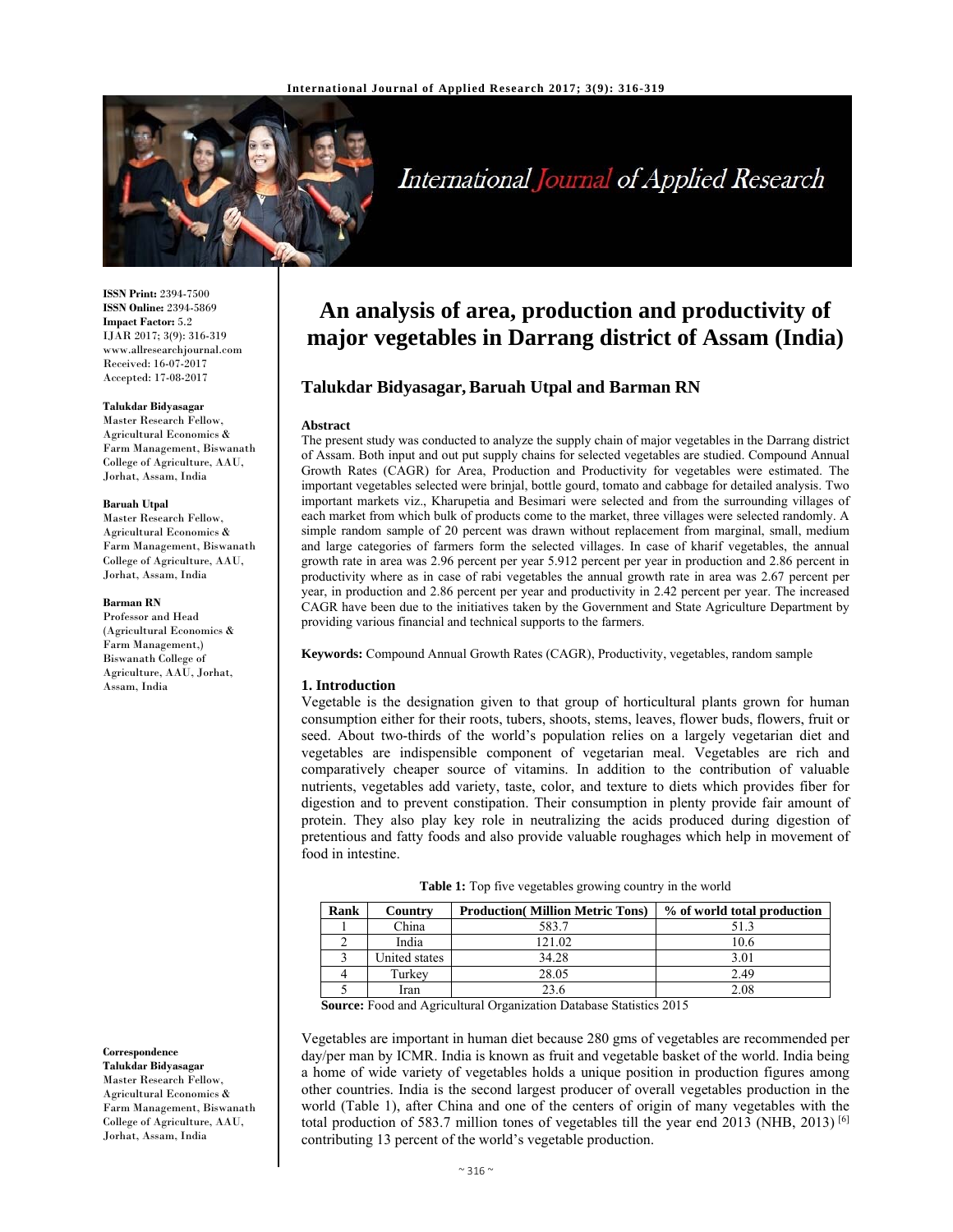# An analysis of area, production and productivity of major vegetables in Darrang district of Assam (India)

**Talukdar Bidyasagar, Baruah Utpal and Barman RN**

**ISSN Print:** 2394-7500
**ISSN Online:** 2394-5869
**Impact Factor:** 5.2
IJAR 2017; 3(9): 316-319
www.allresearchjournal.com
Received: 16-07-2017
Accepted: 17-08-2017

**Talukdar Bidyasagar**
Master Research Fellow, Agricultural Economics & Farm Management, Biswanath College of Agriculture, AAU, Jorhat, Assam, India

**Baruah Utpal**
Master Research Fellow, Agricultural Economics & Farm Management, Biswanath College of Agriculture, AAU, Jorhat, Assam, India

**Barman RN**
Professor and Head (Agricultural Economics & Farm Management,) Biswanath College of Agriculture, AAU, Jorhat, Assam, India

**Correspondence**
**Talukdar Bidyasagar**
Master Research Fellow, Agricultural Economics & Farm Management, Biswanath College of Agriculture, AAU, Jorhat, Assam, India

### Abstract

The present study was conducted to analyze the supply chain of major vegetables in the Darrang district of Assam. Both input and out put supply chains for selected vegetables are studied. Compound Annual Growth Rates (CAGR) for Area, Production and Productivity for vegetables were estimated. The important vegetables selected were brinjal, bottle gourd, tomato and cabbage for detailed analysis. Two important markets viz., Kharupetia and Besimari were selected and from the surrounding villages of each market from which bulk of products come to the market, three villages were selected randomly. A simple random sample of 20 percent was drawn without replacement from marginal, small, medium and large categories of farmers form the selected villages. In case of kharif vegetables, the annual growth rate in area was 2.96 percent per year 5.912 percent per year in production and 2.86 percent in productivity where as in case of rabi vegetables the annual growth rate in area was 2.67 percent per year, in production and 2.86 percent per year and productivity in 2.42 percent per year. The increased CAGR have been due to the initiatives taken by the Government and State Agriculture Department by providing various financial and technical supports to the farmers.

**Keywords:** Compound Annual Growth Rates (CAGR), Productivity, vegetables, random sample

## 1. Introduction

Vegetable is the designation given to that group of horticultural plants grown for human consumption either for their roots, tubers, shoots, stems, leaves, flower buds, flowers, fruit or seed. About two-thirds of the world's population relies on a largely vegetarian diet and vegetables are indispensible component of vegetarian meal. Vegetables are rich and comparatively cheaper source of vitamins. In addition to the contribution of valuable nutrients, vegetables add variety, taste, color, and texture to diets which provides fiber for digestion and to prevent constipation. Their consumption in plenty provide fair amount of protein. They also play key role in neutralizing the acids produced during digestion of pretentious and fatty foods and also provide valuable roughages which help in movement of food in intestine.

**Table 1:** Top five vegetables growing country in the world

| Rank | Country | Production( Million Metric Tons) | % of world total production |
|---|---|---|---|
| 1 | China | 583.7 | 51.3 |
| 2 | India | 121.02 | 10.6 |
| 3 | United states | 34.28 | 3.01 |
| 4 | Turkey | 28.05 | 2.49 |
| 5 | Iran | 23.6 | 2.08 |

**Source:** Food and Agricultural Organization Database Statistics 2015

Vegetables are important in human diet because 280 gms of vegetables are recommended per day/per man by ICMR. India is known as fruit and vegetable basket of the world. India being a home of wide variety of vegetables holds a unique position in production figures among other countries. India is the second largest producer of overall vegetables production in the world (Table 1), after China and one of the centers of origin of many vegetables with the total production of 583.7 million tones of vegetables till the year end 2013 (NHB, 2013) [6] contributing 13 percent of the world's vegetable production.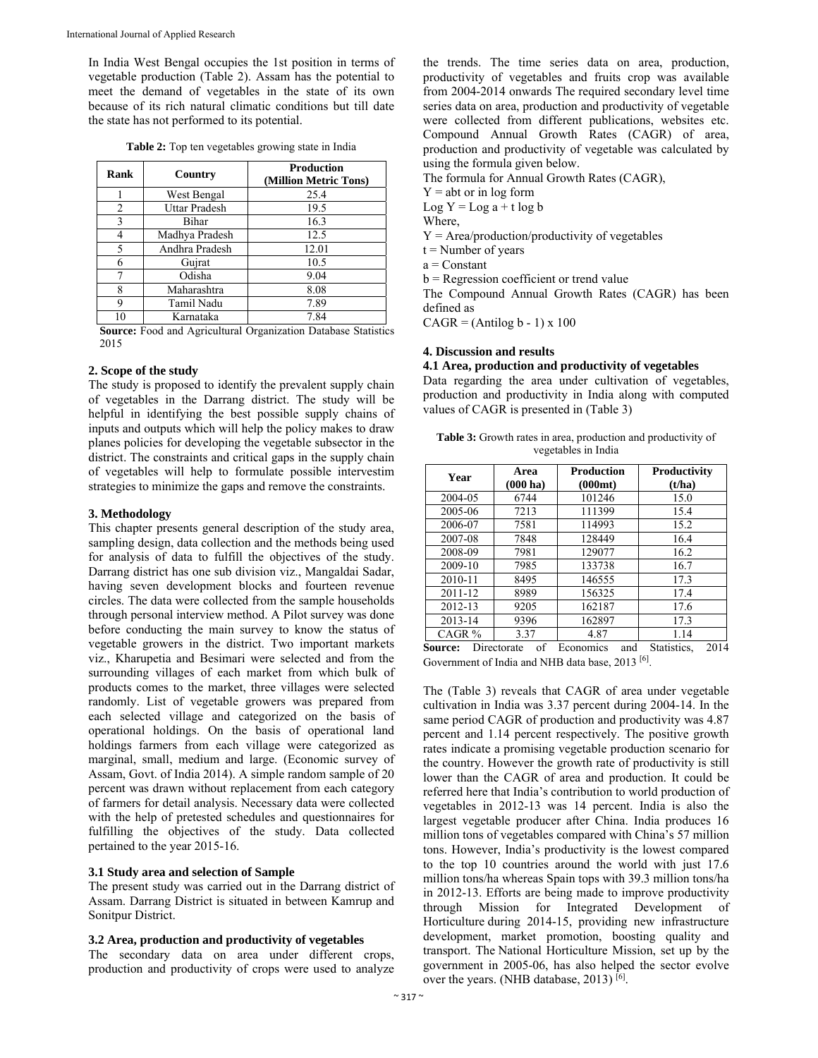In India West Bengal occupies the 1st position in terms of vegetable production (Table 2). Assam has the potential to meet the demand of vegetables in the state of its own because of its rich natural climatic conditions but till date the state has not performed to its potential.

**Table 2:** Top ten vegetables growing state in India

| Rank | Country | Production (Million Metric Tons) |
| --- | --- | --- |
| 1 | West Bengal | 25.4 |
| 2 | Uttar Pradesh | 19.5 |
| 3 | Bihar | 16.3 |
| 4 | Madhya Pradesh | 12.5 |
| 5 | Andhra Pradesh | 12.01 |
| 6 | Gujrat | 10.5 |
| 7 | Odisha | 9.04 |
| 8 | Maharashtra | 8.08 |
| 9 | Tamil Nadu | 7.89 |
| 10 | Karnataka | 7.84 |

**Source:** Food and Agricultural Organization Database Statistics 2015

## 2. Scope of the study

The study is proposed to identify the prevalent supply chain of vegetables in the Darrang district. The study will be helpful in identifying the best possible supply chains of inputs and outputs which will help the policy makes to draw planes policies for developing the vegetable subsector in the district. The constraints and critical gaps in the supply chain of vegetables will help to formulate possible intervestim strategies to minimize the gaps and remove the constraints.

## 3. Methodology

This chapter presents general description of the study area, sampling design, data collection and the methods being used for analysis of data to fulfill the objectives of the study. Darrang district has one sub division viz., Mangaldai Sadar, having seven development blocks and fourteen revenue circles. The data were collected from the sample households through personal interview method. A Pilot survey was done before conducting the main survey to know the status of vegetable growers in the district. Two important markets viz., Kharupetia and Besimari were selected and from the surrounding villages of each market from which bulk of products comes to the market, three villages were selected randomly. List of vegetable growers was prepared from each selected village and categorized on the basis of operational holdings. On the basis of operational land holdings farmers from each village were categorized as marginal, small, medium and large. (Economic survey of Assam, Govt. of India 2014). A simple random sample of 20 percent was drawn without replacement from each category of farmers for detail analysis. Necessary data were collected with the help of pretested schedules and questionnaires for fulfilling the objectives of the study. Data collected pertained to the year 2015-16.

### 3.1 Study area and selection of Sample

The present study was carried out in the Darrang district of Assam. Darrang District is situated in between Kamrup and Sonitpur District.

### 3.2 Area, production and productivity of vegetables

The secondary data on area under different crops, production and productivity of crops were used to analyze the trends. The time series data on area, production, productivity of vegetables and fruits crop was available from 2004-2014 onwards The required secondary level time series data on area, production and productivity of vegetable were collected from different publications, websites etc. Compound Annual Growth Rates (CAGR) of area, production and productivity of vegetable was calculated by using the formula given below.

The formula for Annual Growth Rates (CAGR),

$Y = abt$ or in log form

$\text{Log } Y = \text{Log } a + t \log b$

Where,

Y = Area/production/productivity of vegetables

t = Number of years

a = Constant

b = Regression coefficient or trend value

The Compound Annual Growth Rates (CAGR) has been defined as

$\text{CAGR} = (\text{Antilog } b - 1) \times 100$

## 4. Discussion and results

### 4.1 Area, production and productivity of vegetables

Data regarding the area under cultivation of vegetables, production and productivity in India along with computed values of CAGR is presented in (Table 3)

**Table 3:** Growth rates in area, production and productivity of vegetables in India

| Year | Area (000 ha) | Production (000mt) | Productivity (t/ha) |
| --- | --- | --- | --- |
| 2004-05 | 6744 | 101246 | 15.0 |
| 2005-06 | 7213 | 111399 | 15.4 |
| 2006-07 | 7581 | 114993 | 15.2 |
| 2007-08 | 7848 | 128449 | 16.4 |
| 2008-09 | 7981 | 129077 | 16.2 |
| 2009-10 | 7985 | 133738 | 16.7 |
| 2010-11 | 8495 | 146555 | 17.3 |
| 2011-12 | 8989 | 156325 | 17.4 |
| 2012-13 | 9205 | 162187 | 17.6 |
| 2013-14 | 9396 | 162897 | 17.3 |
| CAGR % | 3.37 | 4.87 | 1.14 |

**Source:** Directorate of Economics and Statistics, 2014 Government of India and NHB data base, 2013 [6].

The (Table 3) reveals that CAGR of area under vegetable cultivation in India was 3.37 percent during 2004-14. In the same period CAGR of production and productivity was 4.87 percent and 1.14 percent respectively. The positive growth rates indicate a promising vegetable production scenario for the country. However the growth rate of productivity is still lower than the CAGR of area and production. It could be referred here that India's contribution to world production of vegetables in 2012-13 was 14 percent. India is also the largest vegetable producer after China. India produces 16 million tons of vegetables compared with China's 57 million tons. However, India's productivity is the lowest compared to the top 10 countries around the world with just 17.6 million tons/ha whereas Spain tops with 39.3 million tons/ha in 2012-13. Efforts are being made to improve productivity through Mission for Integrated Development of Horticulture during 2014-15, providing new infrastructure development, market promotion, boosting quality and transport. The National Horticulture Mission, set up by the government in 2005-06, has also helped the sector evolve over the years. (NHB database, 2013) [6].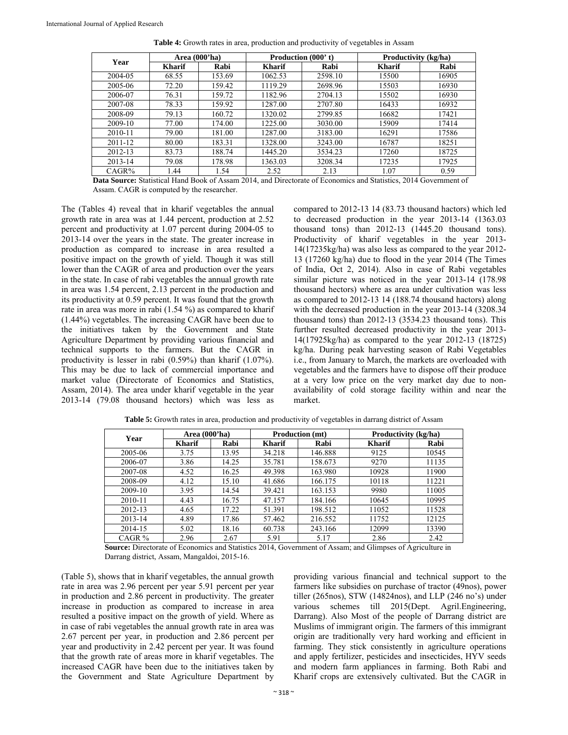**Table 4:** Growth rates in area, production and productivity of vegetables in Assam

| Year | Area (000'ha) | | Production (000' t) | | Productivity (kg/ha) | |
|---|---|---|---|---|---|---|
| | Kharif | Rabi | Kharif | Rabi | Kharif | Rabi |
| 2004-05 | 68.55 | 153.69 | 1062.53 | 2598.10 | 15500 | 16905 |
| 2005-06 | 72.20 | 159.42 | 1119.29 | 2698.96 | 15503 | 16930 |
| 2006-07 | 76.31 | 159.72 | 1182.96 | 2704.13 | 15502 | 16930 |
| 2007-08 | 78.33 | 159.92 | 1287.00 | 2707.80 | 16433 | 16932 |
| 2008-09 | 79.13 | 160.72 | 1320.02 | 2799.85 | 16682 | 17421 |
| 2009-10 | 77.00 | 174.00 | 1225.00 | 3030.00 | 15909 | 17414 |
| 2010-11 | 79.00 | 181.00 | 1287.00 | 3183.00 | 16291 | 17586 |
| 2011-12 | 80.00 | 183.31 | 1328.00 | 3243.00 | 16787 | 18251 |
| 2012-13 | 83.73 | 188.74 | 1445.20 | 3534.23 | 17260 | 18725 |
| 2013-14 | 79.08 | 178.98 | 1363.03 | 3208.34 | 17235 | 17925 |
| CAGR% | 1.44 | 1.54 | 2.52 | 2.13 | 1.07 | 0.59 |

**Data Source:** Statistical Hand Book of Assam 2014, and Directorate of Economics and Statistics, 2014 Government of Assam. CAGR is computed by the researcher.

The (Tables 4) reveal that in kharif vegetables the annual growth rate in area was at 1.44 percent, production at 2.52 percent and productivity at 1.07 percent during 2004-05 to 2013-14 over the years in the state. The greater increase in production as compared to increase in area resulted a positive impact on the growth of yield. Though it was still lower than the CAGR of area and production over the years in the state. In case of rabi vegetables the annual growth rate in area was 1.54 percent, 2.13 percent in the production and its productivity at 0.59 percent. It was found that the growth rate in area was more in rabi (1.54 %) as compared to kharif (1.44%) vegetables. The increasing CAGR have been due to the initiatives taken by the Government and State Agriculture Department by providing various financial and technical supports to the farmers. But the CAGR in productivity is lesser in rabi (0.59%) than kharif (1.07%). This may be due to lack of commercial importance and market value (Directorate of Economics and Statistics, Assam, 2014). The area under kharif vegetable in the year 2013-14 (79.08 thousand hectors) which was less as compared to 2012-13 14 (83.73 thousand hactors) which led to decreased production in the year 2013-14 (1363.03 thousand tons) than 2012-13 (1445.20 thousand tons). Productivity of kharif vegetables in the year 2013-14(17235kg/ha) was also less as compared to the year 2012-13 (17260 kg/ha) due to flood in the year 2014 (The Times of India, Oct 2, 2014). Also in case of Rabi vegetables similar picture was noticed in the year 2013-14 (178.98 thousand hectors) where as area under cultivation was less as compared to 2012-13 14 (188.74 thousand hactors) along with the decreased production in the year 2013-14 (3208.34 thousand tons) than 2012-13 (3534.23 thousand tons). This further resulted decreased productivity in the year 2013-14(17925kg/ha) as compared to the year 2012-13 (18725) kg/ha. During peak harvesting season of Rabi Vegetables i.e., from January to March, the markets are overloaded with vegetables and the farmers have to dispose off their produce at a very low price on the very market day due to non-availability of cold storage facility within and near the market.

**Table 5:** Growth rates in area, production and productivity of vegetables in darrang district of Assam

| Year | Area (000'ha) | | Production (mt) | | Productivity (kg/ha) | |
|---|---|---|---|---|---|---|
| | Kharif | Rabi | Kharif | Rabi | Kharif | Rabi |
| 2005-06 | 3.75 | 13.95 | 34.218 | 146.888 | 9125 | 10545 |
| 2006-07 | 3.86 | 14.25 | 35.781 | 158.673 | 9270 | 11135 |
| 2007-08 | 4.52 | 16.25 | 49.398 | 163.980 | 10928 | 11900 |
| 2008-09 | 4.12 | 15.10 | 41.686 | 166.175 | 10118 | 11221 |
| 2009-10 | 3.95 | 14.54 | 39.421 | 163.153 | 9980 | 11005 |
| 2010-11 | 4.43 | 16.75 | 47.157 | 184.166 | 10645 | 10995 |
| 2012-13 | 4.65 | 17.22 | 51.391 | 198.512 | 11052 | 11528 |
| 2013-14 | 4.89 | 17.86 | 57.462 | 216.552 | 11752 | 12125 |
| 2014-15 | 5.02 | 18.16 | 60.738 | 243.166 | 12099 | 13390 |
| CAGR % | 2.96 | 2.67 | 5.91 | 5.17 | 2.86 | 2.42 |

**Source:** Directorate of Economics and Statistics 2014, Government of Assam; and Glimpses of Agriculture in Darrang district, Assam, Mangaldoi, 2015-16.

(Table 5), shows that in kharif vegetables, the annual growth rate in area was 2.96 percent per year 5.91 percent per year in production and 2.86 percent in productivity. The greater increase in production as compared to increase in area resulted a positive impact on the growth of yield. Where as in case of rabi vegetables the annual growth rate in area was 2.67 percent per year, in production and 2.86 percent per year and productivity in 2.42 percent per year. It was found that the growth rate of areas more in kharif vegetables. The increased CAGR have been due to the initiatives taken by the Government and State Agriculture Department by providing various financial and technical support to the farmers like subsidies on purchase of tractor (49nos), power tiller (265nos), STW (14824nos), and LLP (246 no's) under various schemes till 2015(Dept. Agril.Engineering, Darrang). Also Most of the people of Darrang district are Muslims of immigrant origin. The farmers of this immigrant origin are traditionally very hard working and efficient in farming. They stick consistently in agriculture operations and apply fertilizer, pesticides and insecticides, HYV seeds and modern farm appliances in farming. Both Rabi and Kharif crops are extensively cultivated. But the CAGR in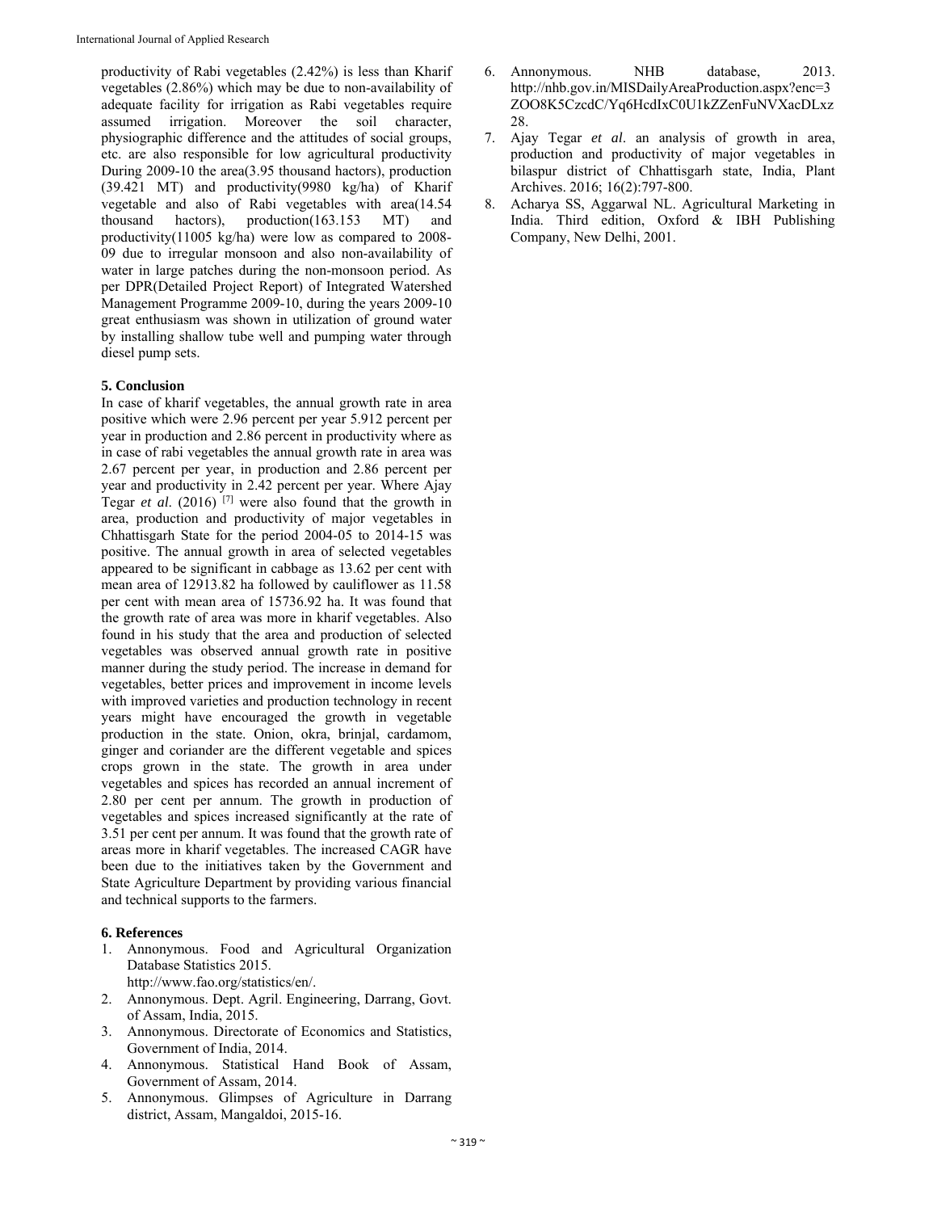productivity of Rabi vegetables (2.42%) is less than Kharif vegetables (2.86%) which may be due to non-availability of adequate facility for irrigation as Rabi vegetables require assumed irrigation. Moreover the soil character, physiographic difference and the attitudes of social groups, etc. are also responsible for low agricultural productivity During 2009-10 the area(3.95 thousand hactors), production (39.421 MT) and productivity(9980 kg/ha) of Kharif vegetable and also of Rabi vegetables with area(14.54 thousand hactors), production(163.153 MT) and productivity(11005 kg/ha) were low as compared to 2008-09 due to irregular monsoon and also non-availability of water in large patches during the non-monsoon period. As per DPR(Detailed Project Report) of Integrated Watershed Management Programme 2009-10, during the years 2009-10 great enthusiasm was shown in utilization of ground water by installing shallow tube well and pumping water through diesel pump sets.

## 5. Conclusion

In case of kharif vegetables, the annual growth rate in area positive which were 2.96 percent per year 5.912 percent per year in production and 2.86 percent in productivity where as in case of rabi vegetables the annual growth rate in area was 2.67 percent per year, in production and 2.86 percent per year and productivity in 2.42 percent per year. Where Ajay Tegar *et al*. (2016) [7] were also found that the growth in area, production and productivity of major vegetables in Chhattisgarh State for the period 2004-05 to 2014-15 was positive. The annual growth in area of selected vegetables appeared to be significant in cabbage as 13.62 per cent with mean area of 12913.82 ha followed by cauliflower as 11.58 per cent with mean area of 15736.92 ha. It was found that the growth rate of area was more in kharif vegetables. Also found in his study that the area and production of selected vegetables was observed annual growth rate in positive manner during the study period. The increase in demand for vegetables, better prices and improvement in income levels with improved varieties and production technology in recent years might have encouraged the growth in vegetable production in the state. Onion, okra, brinjal, cardamom, ginger and coriander are the different vegetable and spices crops grown in the state. The growth in area under vegetables and spices has recorded an annual increment of 2.80 per cent per annum. The growth in production of vegetables and spices increased significantly at the rate of 3.51 per cent per annum. It was found that the growth rate of areas more in kharif vegetables. The increased CAGR have been due to the initiatives taken by the Government and State Agriculture Department by providing various financial and technical supports to the farmers.

## 6. References

1. Annonymous. Food and Agricultural Organization Database Statistics 2015. http://www.fao.org/statistics/en/.
2. Annonymous. Dept. Agril. Engineering, Darrang, Govt. of Assam, India, 2015.
3. Annonymous. Directorate of Economics and Statistics, Government of India, 2014.
4. Annonymous. Statistical Hand Book of Assam, Government of Assam, 2014.
5. Annonymous. Glimpses of Agriculture in Darrang district, Assam, Mangaldoi, 2015-16.
6. Annonymous. NHB database, 2013. http://nhb.gov.in/MISDailyAreaProduction.aspx?enc=3ZOO8K5CzcdC/Yq6HcdIxC0U1kZZenFuNVXacDLxz28.
7. Ajay Tegar *et al*. an analysis of growth in area, production and productivity of major vegetables in bilaspur district of Chhattisgarh state, India, Plant Archives. 2016; 16(2):797-800.
8. Acharya SS, Aggarwal NL. Agricultural Marketing in India. Third edition, Oxford & IBH Publishing Company, New Delhi, 2001.